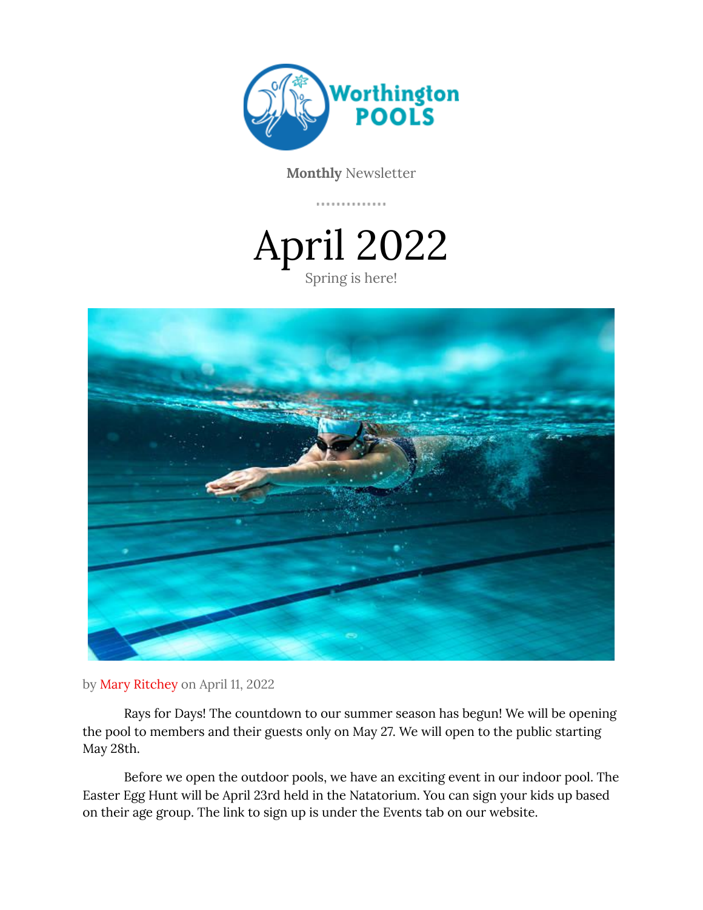Worthington POOLS

**Monthly** Newsletter

# April 2022

Spring is here!

by Mary Ritchey on April 11, 2022

Rays for Days! The countdown to our summer season has begun! We will be opening the pool to members and their guests only on May 27. We will open to the public starting May 28th.

Before we open the outdoor pools, we have an exciting event in our indoor pool. The Easter Egg Hunt will be April 23rd held in the Natatorium. You can sign your kids up based on their age group. The link to sign up is under the Events tab on our website.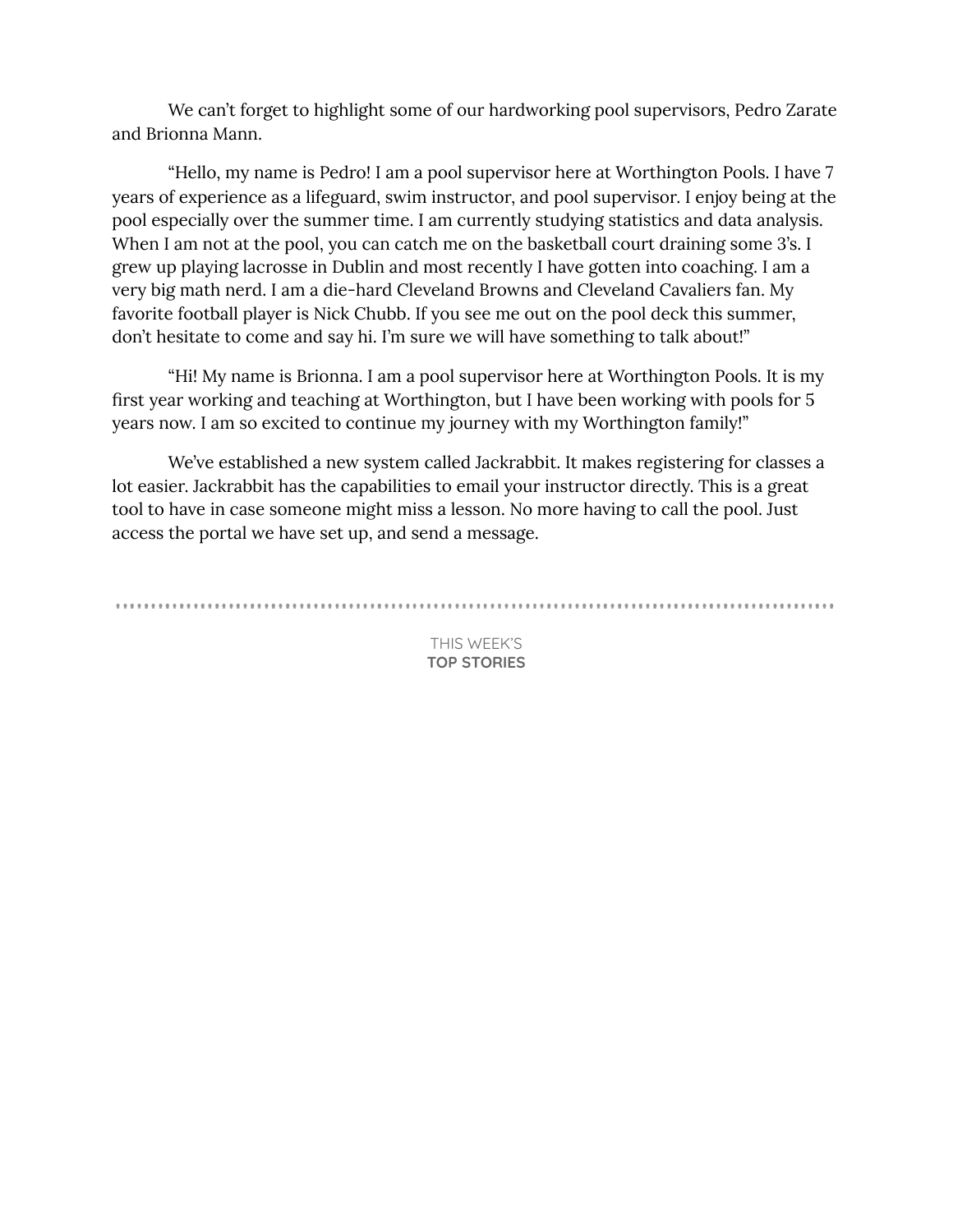We can't forget to highlight some of our hardworking pool supervisors, Pedro Zarate and Brionna Mann.

"Hello, my name is Pedro! I am a pool supervisor here at Worthington Pools. I have 7 years of experience as a lifeguard, swim instructor, and pool supervisor. I enjoy being at the pool especially over the summer time. I am currently studying statistics and data analysis. When I am not at the pool, you can catch me on the basketball court draining some 3's. I grew up playing lacrosse in Dublin and most recently I have gotten into coaching. I am a very big math nerd. I am a die-hard Cleveland Browns and Cleveland Cavaliers fan. My favorite football player is Nick Chubb. If you see me out on the pool deck this summer, don't hesitate to come and say hi. I'm sure we will have something to talk about!"

"Hi! My name is Brionna. I am a pool supervisor here at Worthington Pools. It is my first year working and teaching at Worthington, but I have been working with pools for 5 years now. I am so excited to continue my journey with my Worthington family!"

We've established a new system called Jackrabbit. It makes registering for classes a lot easier. Jackrabbit has the capabilities to email your instructor directly. This is a great tool to have in case someone might miss a lesson. No more having to call the pool. Just access the portal we have set up, and send a message.

---

THIS WEEK'S
**TOP STORIES**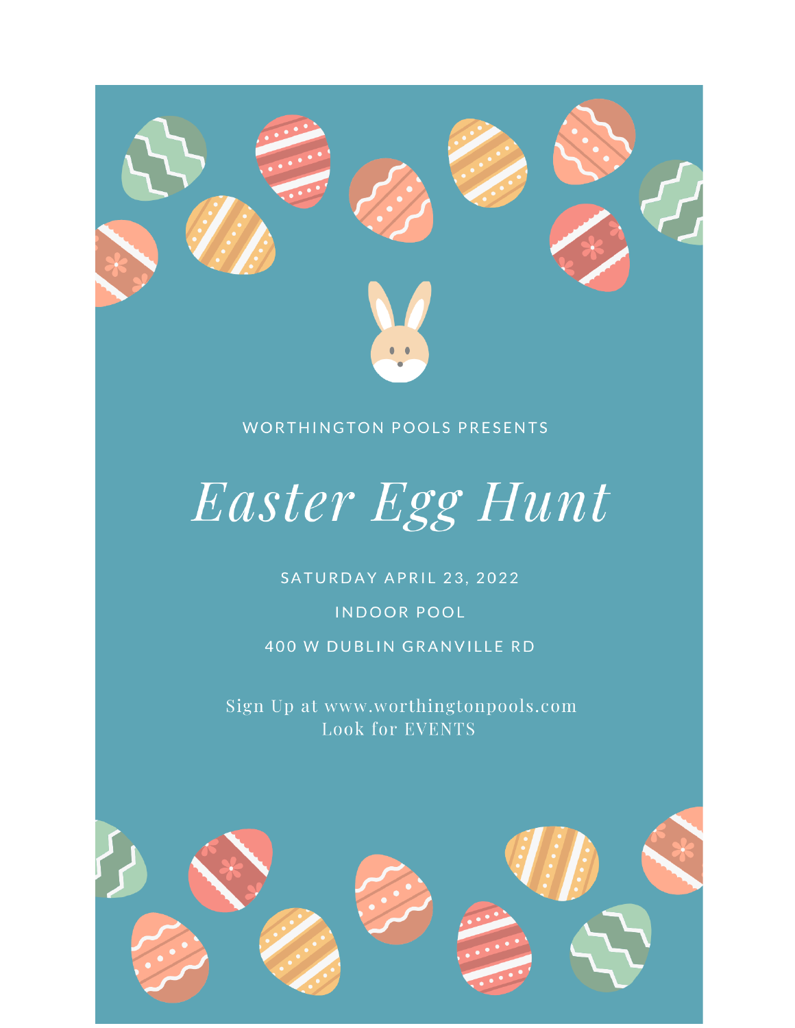WORTHINGTON POOLS PRESENTS

# *Easter Egg Hunt*

SATURDAY APRIL 23, 2022

INDOOR POOL

400 W DUBLIN GRANVILLE RD

Sign Up at www.worthingtonpools.com
Look for EVENTS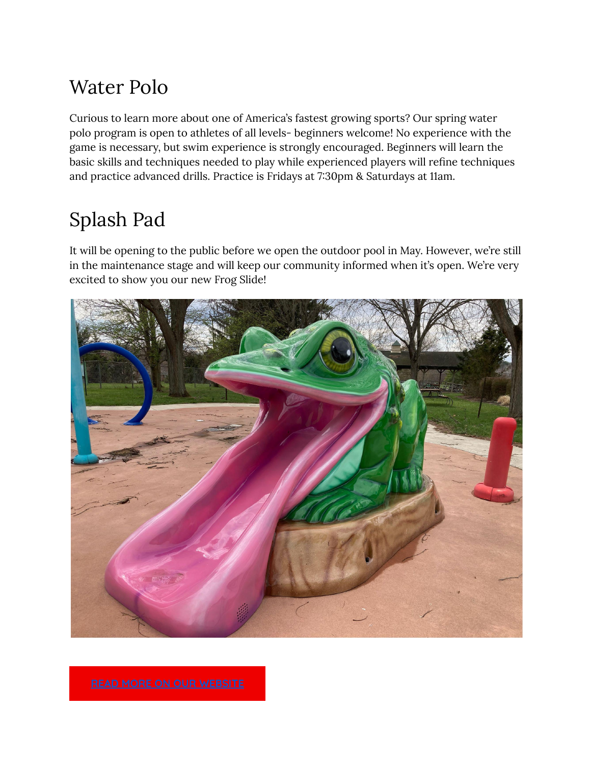## Water Polo

Curious to learn more about one of America's fastest growing sports? Our spring water polo program is open to athletes of all levels- beginners welcome! No experience with the game is necessary, but swim experience is strongly encouraged. Beginners will learn the basic skills and techniques needed to play while experienced players will refine techniques and practice advanced drills. Practice is Fridays at 7:30pm & Saturdays at 11am.

## Splash Pad

It will be opening to the public before we open the outdoor pool in May. However, we're still in the maintenance stage and will keep our community informed when it's open. We're very excited to show you our new Frog Slide!

READ MORE ON OUR WEBSITE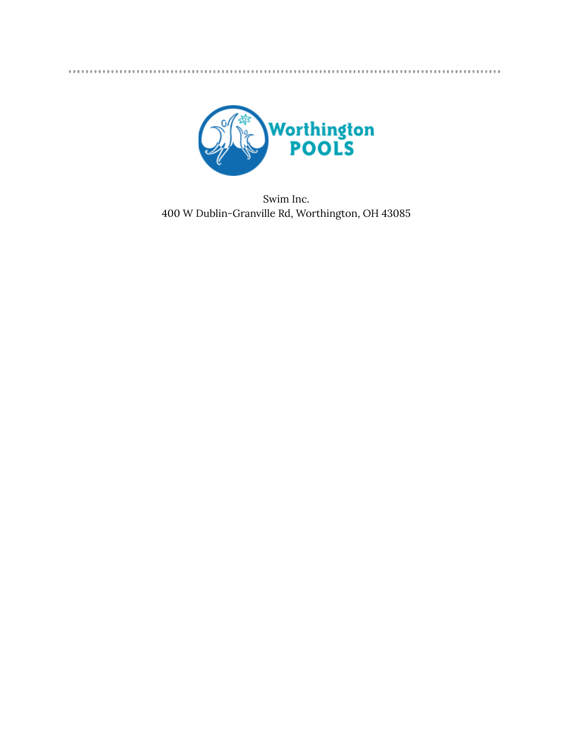Swim Inc.
400 W Dublin-Granville Rd, Worthington, OH 43085